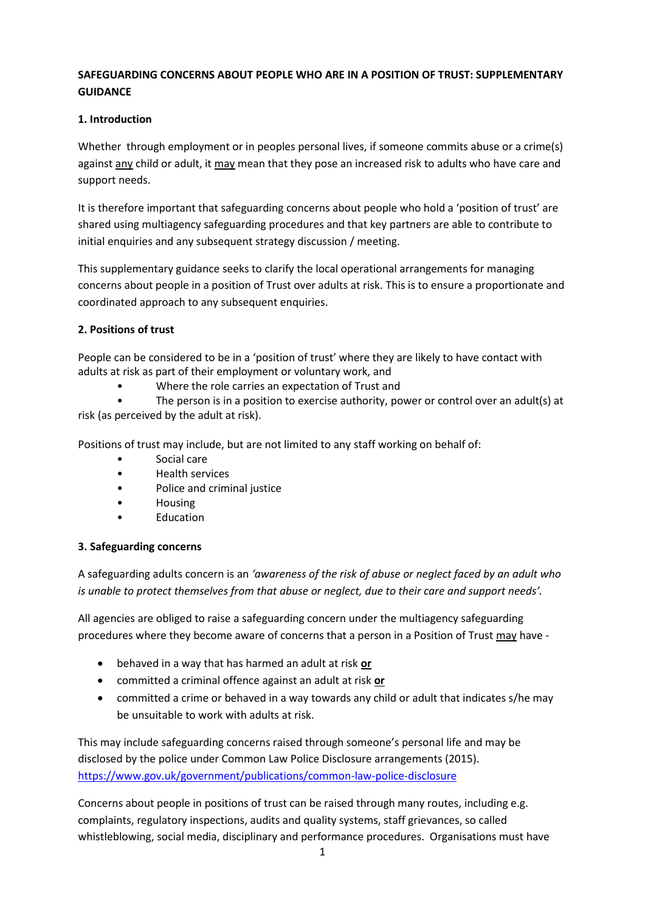**SAFEGUARDING CONCERNS ABOUT PEOPLE WHO ARE IN A POSITION OF TRUST: SUPPLEMENTARY GUIDANCE**

**1. Introduction**

Whether through employment or in peoples personal lives, if someone commits abuse or a crime(s) against any child or adult, it may mean that they pose an increased risk to adults who have care and support needs.

It is therefore important that safeguarding concerns about people who hold a 'position of trust' are shared using multiagency safeguarding procedures and that key partners are able to contribute to initial enquiries and any subsequent strategy discussion / meeting.

This supplementary guidance seeks to clarify the local operational arrangements for managing concerns about people in a position of Trust over adults at risk. This is to ensure a proportionate and coordinated approach to any subsequent enquiries.

**2. Positions of trust**

People can be considered to be in a 'position of trust' where they are likely to have contact with adults at risk as part of their employment or voluntary work, and

- Where the role carries an expectation of Trust and
- The person is in a position to exercise authority, power or control over an adult(s) at risk (as perceived by the adult at risk).

Positions of trust may include, but are not limited to any staff working on behalf of:

- Social care
- Health services
- Police and criminal justice
- Housing
- Education

**3. Safeguarding concerns**

A safeguarding adults concern is an *'awareness of the risk of abuse or neglect faced by an adult who is unable to protect themselves from that abuse or neglect, due to their care and support needs'.*

All agencies are obliged to raise a safeguarding concern under the multiagency safeguarding procedures where they become aware of concerns that a person in a Position of Trust may have -

- behaved in a way that has harmed an adult at risk **or**
- committed a criminal offence against an adult at risk **or**
- committed a crime or behaved in a way towards any child or adult that indicates s/he may be unsuitable to work with adults at risk.

This may include safeguarding concerns raised through someone's personal life and may be disclosed by the police under Common Law Police Disclosure arrangements (2015). https://www.gov.uk/government/publications/common-law-police-disclosure

Concerns about people in positions of trust can be raised through many routes, including e.g. complaints, regulatory inspections, audits and quality systems, staff grievances, so called whistleblowing, social media, disciplinary and performance procedures. Organisations must have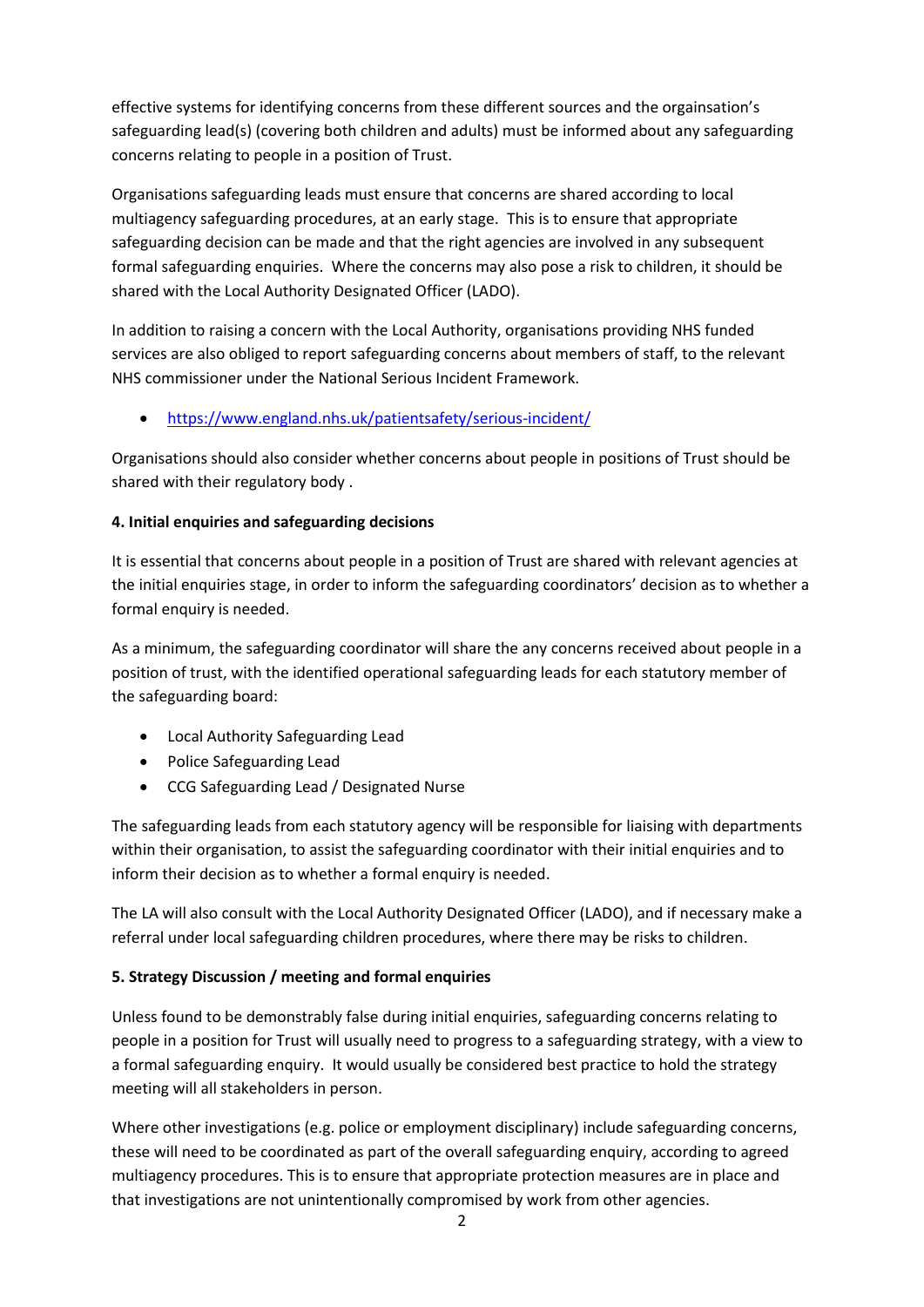effective systems for identifying concerns from these different sources and the orgainsation's safeguarding lead(s) (covering both children and adults) must be informed about any safeguarding concerns relating to people in a position of Trust.

Organisations safeguarding leads must ensure that concerns are shared according to local multiagency safeguarding procedures, at an early stage. This is to ensure that appropriate safeguarding decision can be made and that the right agencies are involved in any subsequent formal safeguarding enquiries. Where the concerns may also pose a risk to children, it should be shared with the Local Authority Designated Officer (LADO).

In addition to raising a concern with the Local Authority, organisations providing NHS funded services are also obliged to report safeguarding concerns about members of staff, to the relevant NHS commissioner under the National Serious Incident Framework.

- https://www.england.nhs.uk/patientsafety/serious-incident/

Organisations should also consider whether concerns about people in positions of Trust should be shared with their regulatory body .

**4. Initial enquiries and safeguarding decisions**

It is essential that concerns about people in a position of Trust are shared with relevant agencies at the initial enquiries stage, in order to inform the safeguarding coordinators' decision as to whether a formal enquiry is needed.

As a minimum, the safeguarding coordinator will share the any concerns received about people in a position of trust, with the identified operational safeguarding leads for each statutory member of the safeguarding board:

- Local Authority Safeguarding Lead
- Police Safeguarding Lead
- CCG Safeguarding Lead / Designated Nurse

The safeguarding leads from each statutory agency will be responsible for liaising with departments within their organisation, to assist the safeguarding coordinator with their initial enquiries and to inform their decision as to whether a formal enquiry is needed.

The LA will also consult with the Local Authority Designated Officer (LADO), and if necessary make a referral under local safeguarding children procedures, where there may be risks to children.

**5. Strategy Discussion / meeting and formal enquiries**

Unless found to be demonstrably false during initial enquiries, safeguarding concerns relating to people in a position for Trust will usually need to progress to a safeguarding strategy, with a view to a formal safeguarding enquiry. It would usually be considered best practice to hold the strategy meeting will all stakeholders in person.

Where other investigations (e.g. police or employment disciplinary) include safeguarding concerns, these will need to be coordinated as part of the overall safeguarding enquiry, according to agreed multiagency procedures. This is to ensure that appropriate protection measures are in place and that investigations are not unintentionally compromised by work from other agencies.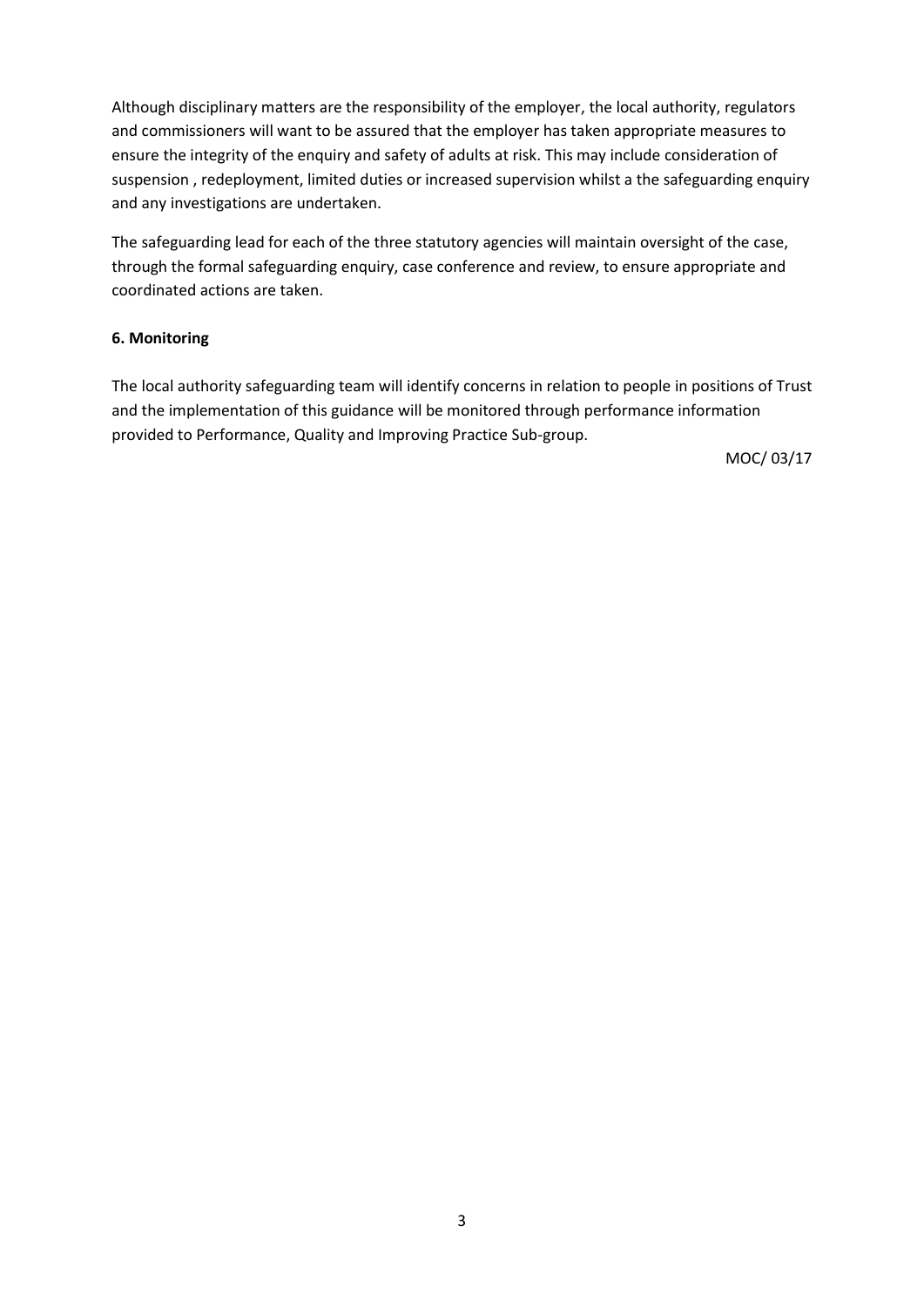Although disciplinary matters are the responsibility of the employer, the local authority, regulators and commissioners will want to be assured that the employer has taken appropriate measures to ensure the integrity of the enquiry and safety of adults at risk. This may include consideration of suspension , redeployment, limited duties or increased supervision whilst a the safeguarding enquiry and any investigations are undertaken.

The safeguarding lead for each of the three statutory agencies will maintain oversight of the case, through the formal safeguarding enquiry, case conference and review, to ensure appropriate and coordinated actions are taken.

**6. Monitoring**

The local authority safeguarding team will identify concerns in relation to people in positions of Trust and the implementation of this guidance will be monitored through performance information provided to Performance, Quality and Improving Practice Sub-group.

MOC/ 03/17